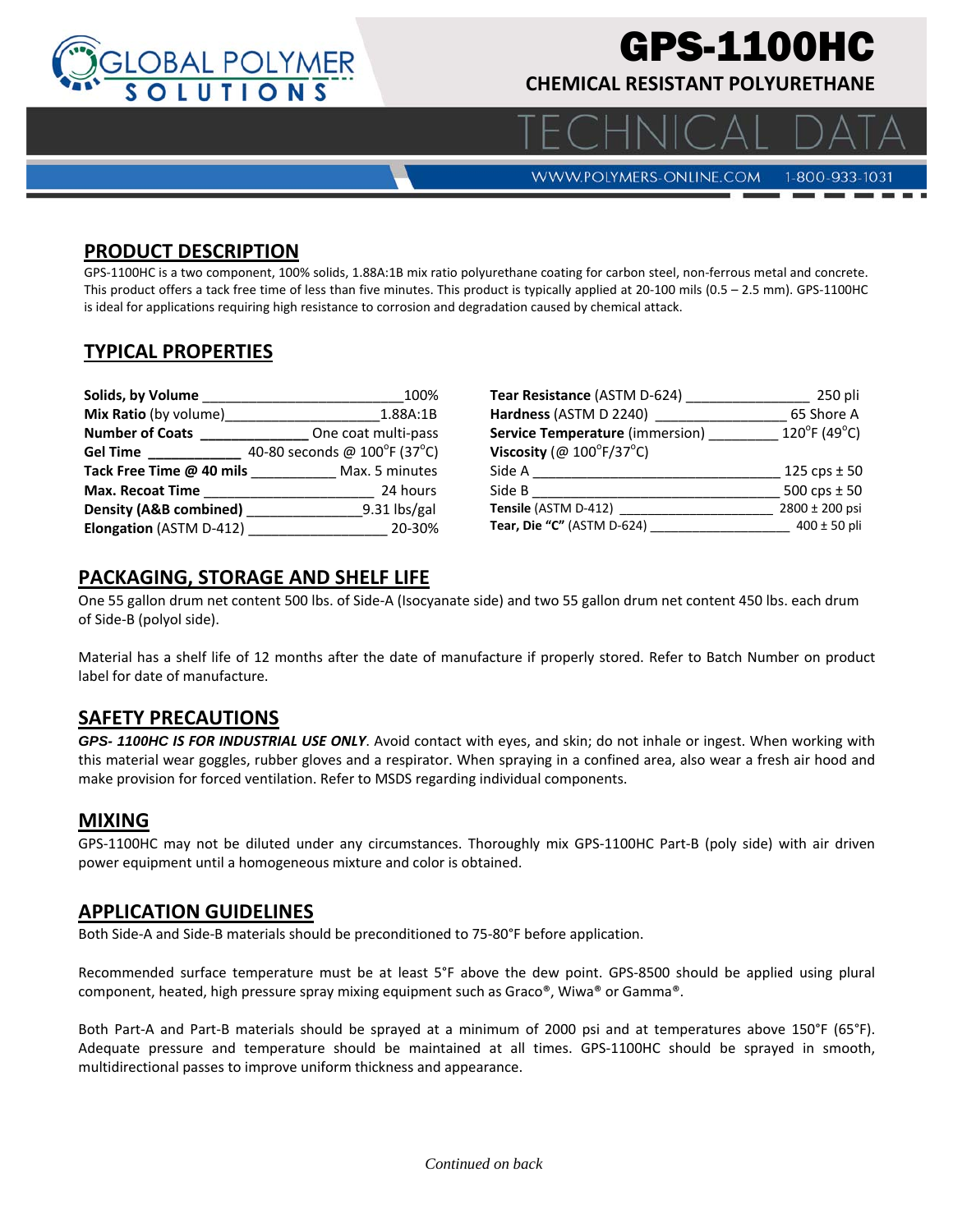# GPS-1100HC

**CHEMICAL RESISTANT POLYURETHANE**

TECHNICAL DATA

WWW.POLYMERS-ONLINE.COM 1-800-933-1031

## PRODUCT DESCRIPTION

GPS-1100HC is a two component, 100% solids, 1.88A:1B mix ratio polyurethane coating for carbon steel, non-ferrous metal and concrete. This product offers a tack free time of less than five minutes. This product is typically applied at 20-100 mils (0.5 – 2.5 mm). GPS-1100HC is ideal for applications requiring high resistance to corrosion and degradation caused by chemical attack.

## TYPICAL PROPERTIES

| Property | Value |
|---|---|
| **Solids, by Volume** | 100% |
| **Mix Ratio** (by volume) | 1.88A:1B |
| **Number of Coats** | One coat multi-pass |
| **Gel Time** | 40-80 seconds @ 100°F (37°C) |
| **Tack Free Time @ 40 mils** | Max. 5 minutes |
| **Max. Recoat Time** | 24 hours |
| **Density (A&B combined)** | 9.31 lbs/gal |
| **Elongation** (ASTM D-412) | 20-30% |
| **Tear Resistance** (ASTM D-624) | 250 pli |
| **Hardness** (ASTM D 2240) | 65 Shore A |
| **Service Temperature** (immersion) | 120°F (49°C) |
| **Viscosity** (@ 100°F/37°C) | |
| Side A | 125 cps ± 50 |
| Side B | 500 cps ± 50 |
| **Tensile** (ASTM D-412) | 2800 ± 200 psi |
| **Tear, Die "C"** (ASTM D-624) | 400 ± 50 pli |

## PACKAGING, STORAGE AND SHELF LIFE

One 55 gallon drum net content 500 lbs. of Side-A (Isocyanate side) and two 55 gallon drum net content 450 lbs. each drum of Side-B (polyol side).

Material has a shelf life of 12 months after the date of manufacture if properly stored. Refer to Batch Number on product label for date of manufacture.

## SAFETY PRECAUTIONS

***GPS- 1100HC IS FOR INDUSTRIAL USE ONLY***. Avoid contact with eyes, and skin; do not inhale or ingest. When working with this material wear goggles, rubber gloves and a respirator. When spraying in a confined area, also wear a fresh air hood and make provision for forced ventilation. Refer to MSDS regarding individual components.

## MIXING

GPS-1100HC may not be diluted under any circumstances. Thoroughly mix GPS-1100HC Part-B (poly side) with air driven power equipment until a homogeneous mixture and color is obtained.

## APPLICATION GUIDELINES

Both Side-A and Side-B materials should be preconditioned to 75-80°F before application.

Recommended surface temperature must be at least 5°F above the dew point. GPS-8500 should be applied using plural component, heated, high pressure spray mixing equipment such as Graco®, Wiwa® or Gamma®.

Both Part-A and Part-B materials should be sprayed at a minimum of 2000 psi and at temperatures above 150°F (65°F). Adequate pressure and temperature should be maintained at all times. GPS-1100HC should be sprayed in smooth, multidirectional passes to improve uniform thickness and appearance.

*Continued on back*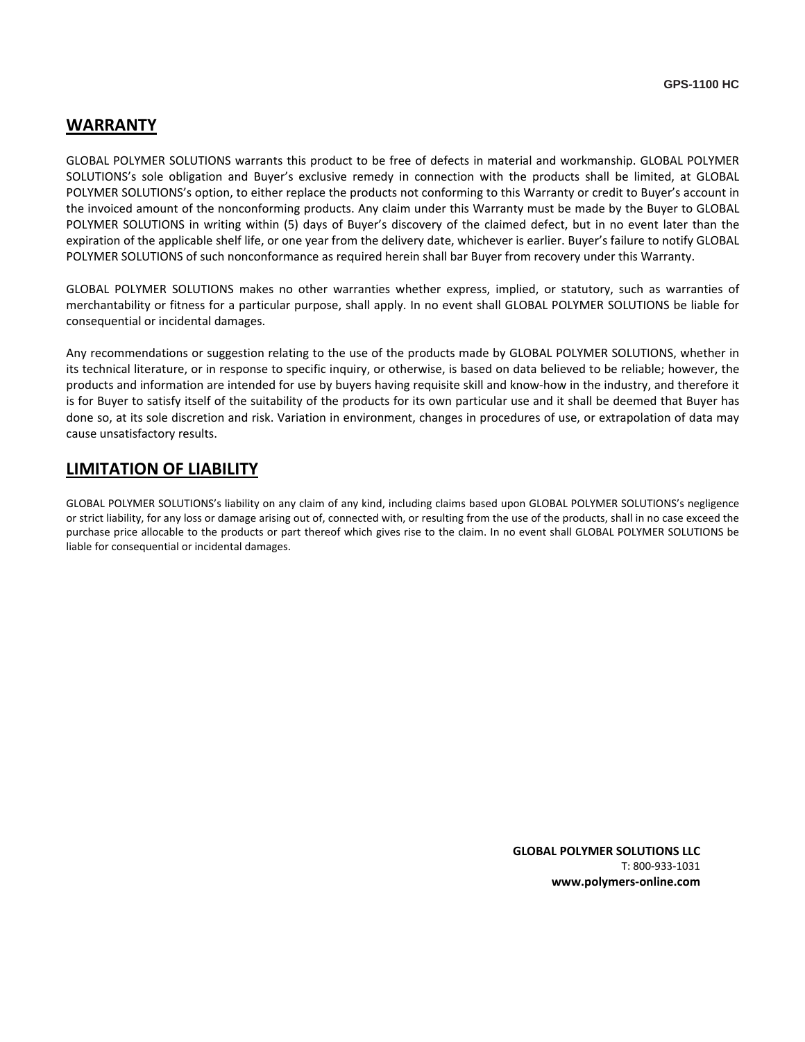## WARRANTY

GLOBAL POLYMER SOLUTIONS warrants this product to be free of defects in material and workmanship. GLOBAL POLYMER SOLUTIONS's sole obligation and Buyer's exclusive remedy in connection with the products shall be limited, at GLOBAL POLYMER SOLUTIONS's option, to either replace the products not conforming to this Warranty or credit to Buyer's account in the invoiced amount of the nonconforming products. Any claim under this Warranty must be made by the Buyer to GLOBAL POLYMER SOLUTIONS in writing within (5) days of Buyer's discovery of the claimed defect, but in no event later than the expiration of the applicable shelf life, or one year from the delivery date, whichever is earlier. Buyer's failure to notify GLOBAL POLYMER SOLUTIONS of such nonconformance as required herein shall bar Buyer from recovery under this Warranty.

GLOBAL POLYMER SOLUTIONS makes no other warranties whether express, implied, or statutory, such as warranties of merchantability or fitness for a particular purpose, shall apply. In no event shall GLOBAL POLYMER SOLUTIONS be liable for consequential or incidental damages.

Any recommendations or suggestion relating to the use of the products made by GLOBAL POLYMER SOLUTIONS, whether in its technical literature, or in response to specific inquiry, or otherwise, is based on data believed to be reliable; however, the products and information are intended for use by buyers having requisite skill and know-how in the industry, and therefore it is for Buyer to satisfy itself of the suitability of the products for its own particular use and it shall be deemed that Buyer has done so, at its sole discretion and risk. Variation in environment, changes in procedures of use, or extrapolation of data may cause unsatisfactory results.

## LIMITATION OF LIABILITY

GLOBAL POLYMER SOLUTIONS's liability on any claim of any kind, including claims based upon GLOBAL POLYMER SOLUTIONS's negligence or strict liability, for any loss or damage arising out of, connected with, or resulting from the use of the products, shall in no case exceed the purchase price allocable to the products or part thereof which gives rise to the claim. In no event shall GLOBAL POLYMER SOLUTIONS be liable for consequential or incidental damages.

**GLOBAL POLYMER SOLUTIONS LLC**
T: 800-933-1031
**www.polymers-online.com**